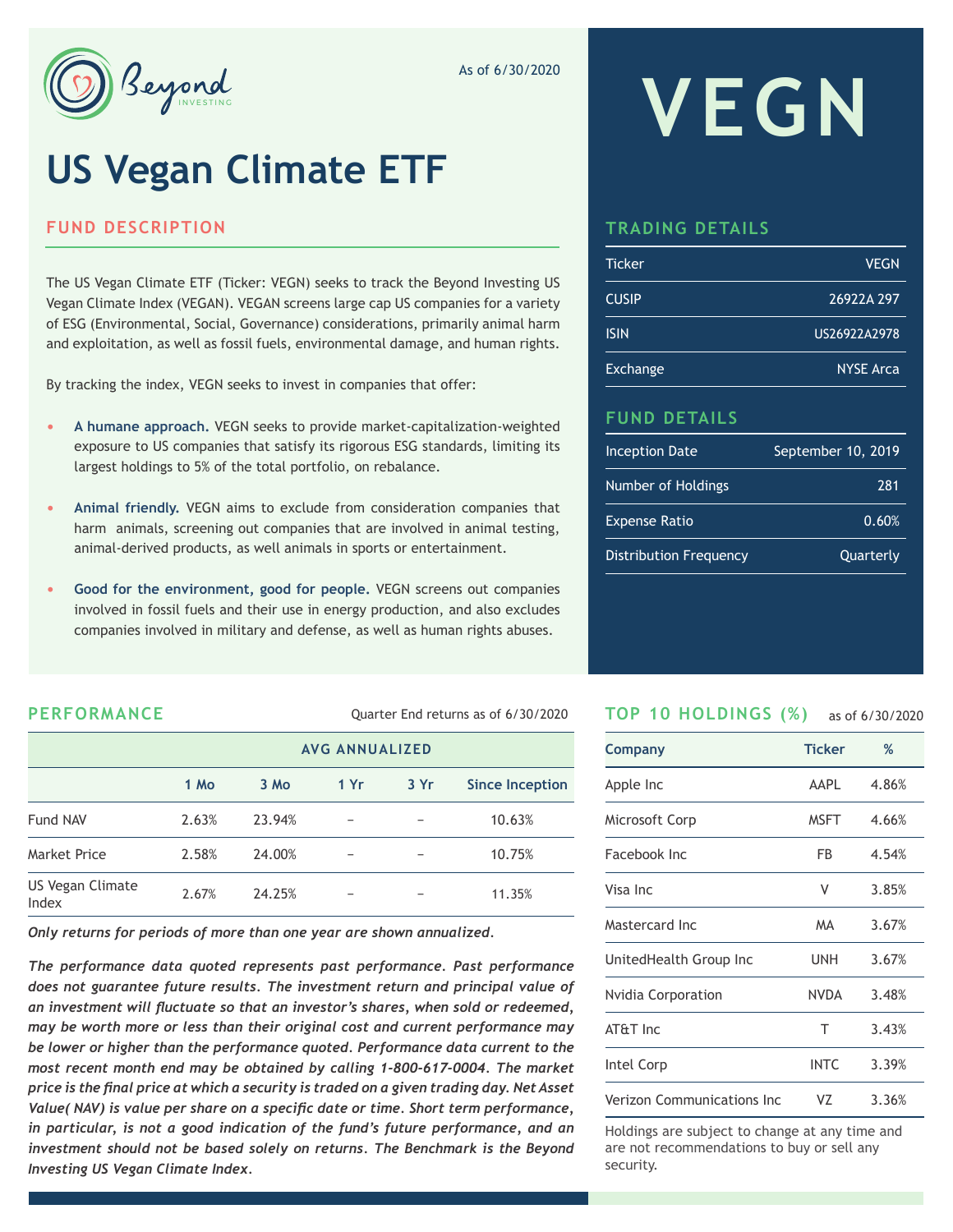Beyond INVESTING

As of 6/30/2020

# US Vegan Climate ETF

# VEGN

## FUND DESCRIPTION

The US Vegan Climate ETF (Ticker: VEGN) seeks to track the Beyond Investing US Vegan Climate Index (VEGAN). VEGAN screens large cap US companies for a variety of ESG (Environmental, Social, Governance) considerations, primarily animal harm and exploitation, as well as fossil fuels, environmental damage, and human rights.

By tracking the index, VEGN seeks to invest in companies that offer:

- **A humane approach.** VEGN seeks to provide market-capitalization-weighted exposure to US companies that satisfy its rigorous ESG standards, limiting its largest holdings to 5% of the total portfolio, on rebalance.
- **Animal friendly.** VEGN aims to exclude from consideration companies that harm animals, screening out companies that are involved in animal testing, animal-derived products, as well animals in sports or entertainment.
- **Good for the environment, good for people.** VEGN screens out companies involved in fossil fuels and their use in energy production, and also excludes companies involved in military and defense, as well as human rights abuses.

## TRADING DETAILS

| | |
|---|---|
| Ticker | VEGN |
| CUSIP | 26922A 297 |
| ISIN | US26922A2978 |
| Exchange | NYSE Arca |

## FUND DETAILS

| | |
|---|---|
| Inception Date | September 10, 2019 |
| Number of Holdings | 281 |
| Expense Ratio | 0.60% |
| Distribution Frequency | Quarterly |

## PERFORMANCE

Quarter End returns as of 6/30/2020

| | AVG ANNUALIZED | | | | |
|---|---|---|---|---|---|
| | 1 Mo | 3 Mo | 1 Yr | 3 Yr | Since Inception |
| Fund NAV | 2.63% | 23.94% | – | – | 10.63% |
| Market Price | 2.58% | 24.00% | – | – | 10.75% |
| US Vegan Climate Index | 2.67% | 24.25% | – | – | 11.35% |

*Only returns for periods of more than one year are shown annualized.*

***The performance data quoted represents past performance. Past performance does not guarantee future results. The investment return and principal value of an investment will fluctuate so that an investor's shares, when sold or redeemed, may be worth more or less than their original cost and current performance may be lower or higher than the performance quoted. Performance data current to the most recent month end may be obtained by calling 1-800-617-0004. The market price is the final price at which a security is traded on a given trading day. Net Asset Value( NAV) is value per share on a specific date or time. Short term performance, in particular, is not a good indication of the fund's future performance, and an investment should not be based solely on returns. The Benchmark is the Beyond Investing US Vegan Climate Index.***

## TOP 10 HOLDINGS (%)

as of 6/30/2020

| Company | Ticker | % |
|---|---|---|
| Apple Inc | AAPL | 4.86% |
| Microsoft Corp | MSFT | 4.66% |
| Facebook Inc | FB | 4.54% |
| Visa Inc | V | 3.85% |
| Mastercard Inc | MA | 3.67% |
| UnitedHealth Group Inc | UNH | 3.67% |
| Nvidia Corporation | NVDA | 3.48% |
| AT&T Inc | T | 3.43% |
| Intel Corp | INTC | 3.39% |
| Verizon Communications Inc | VZ | 3.36% |

Holdings are subject to change at any time and are not recommendations to buy or sell any security.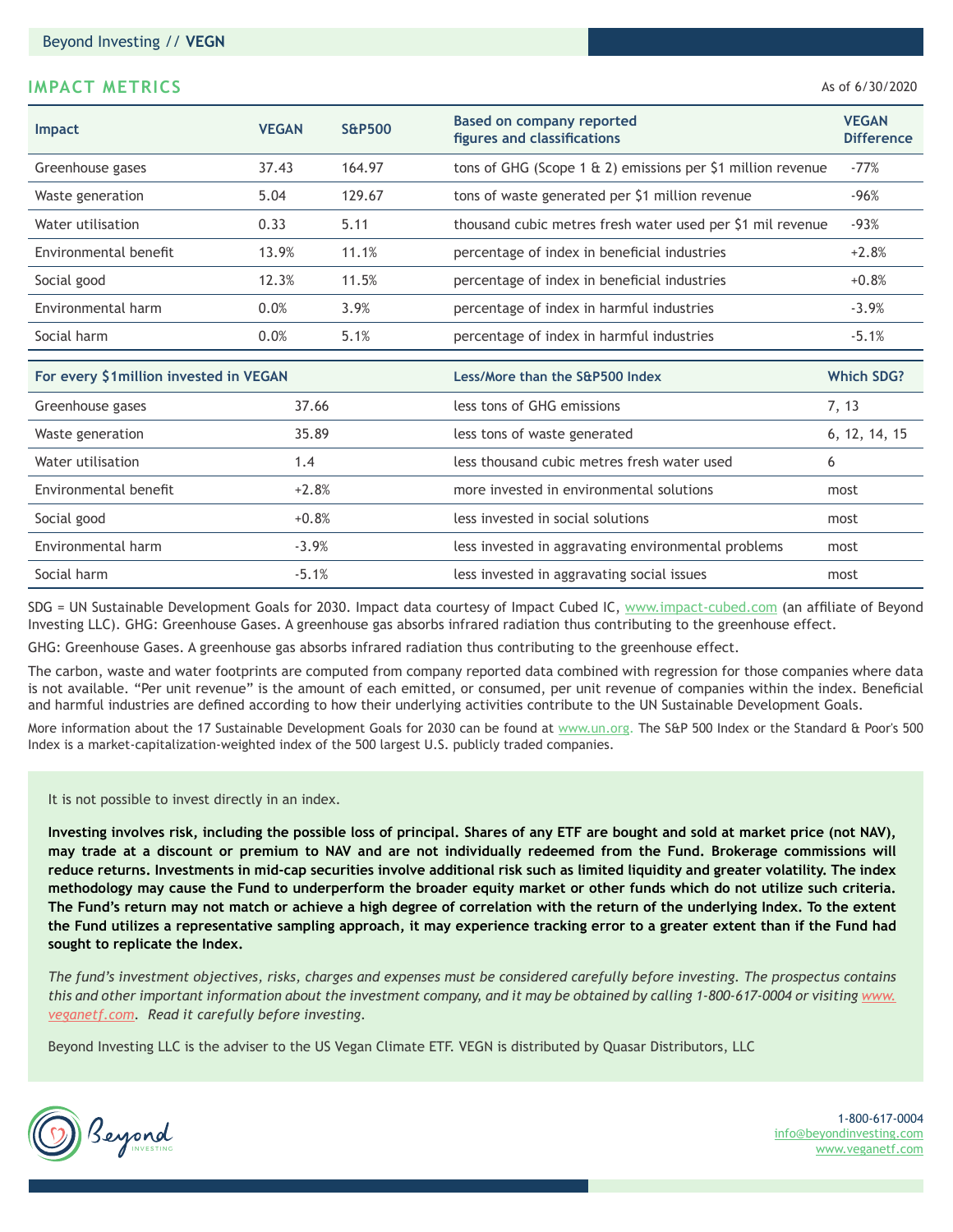Beyond Investing // **VEGN**

## IMPACT METRICS

As of 6/30/2020

| Impact | VEGAN | S&P500 | Based on company reported figures and classifications | VEGAN Difference |
|---|---|---|---|---|
| Greenhouse gases | 37.43 | 164.97 | tons of GHG (Scope 1 & 2) emissions per $1 million revenue | -77% |
| Waste generation | 5.04 | 129.67 | tons of waste generated per $1 million revenue | -96% |
| Water utilisation | 0.33 | 5.11 | thousand cubic metres fresh water used per $1 mil revenue | -93% |
| Environmental benefit | 13.9% | 11.1% | percentage of index in beneficial industries | +2.8% |
| Social good | 12.3% | 11.5% | percentage of index in beneficial industries | +0.8% |
| Environmental harm | 0.0% | 3.9% | percentage of index in harmful industries | -3.9% |
| Social harm | 0.0% | 5.1% | percentage of index in harmful industries | -5.1% |

| For every $1million invested in VEGAN | | Less/More than the S&P500 Index | Which SDG? |
|---|---|---|---|
| Greenhouse gases | 37.66 | less tons of GHG emissions | 7, 13 |
| Waste generation | 35.89 | less tons of waste generated | 6, 12, 14, 15 |
| Water utilisation | 1.4 | less thousand cubic metres fresh water used | 6 |
| Environmental benefit | +2.8% | more invested in environmental solutions | most |
| Social good | +0.8% | less invested in social solutions | most |
| Environmental harm | -3.9% | less invested in aggravating environmental problems | most |
| Social harm | -5.1% | less invested in aggravating social issues | most |

SDG = UN Sustainable Development Goals for 2030. Impact data courtesy of Impact Cubed IC, www.impact-cubed.com (an affiliate of Beyond Investing LLC). GHG: Greenhouse Gases. A greenhouse gas absorbs infrared radiation thus contributing to the greenhouse effect.

GHG: Greenhouse Gases. A greenhouse gas absorbs infrared radiation thus contributing to the greenhouse effect.

The carbon, waste and water footprints are computed from company reported data combined with regression for those companies where data is not available. “Per unit revenue” is the amount of each emitted, or consumed, per unit revenue of companies within the index. Beneficial and harmful industries are defined according to how their underlying activities contribute to the UN Sustainable Development Goals.

More information about the 17 Sustainable Development Goals for 2030 can be found at www.un.org. The S&P 500 Index or the Standard & Poor's 500 Index is a market-capitalization-weighted index of the 500 largest U.S. publicly traded companies.

It is not possible to invest directly in an index.

**Investing involves risk, including the possible loss of principal. Shares of any ETF are bought and sold at market price (not NAV), may trade at a discount or premium to NAV and are not individually redeemed from the Fund. Brokerage commissions will reduce returns. Investments in mid-cap securities involve additional risk such as limited liquidity and greater volatility. The index methodology may cause the Fund to underperform the broader equity market or other funds which do not utilize such criteria. The Fund’s return may not match or achieve a high degree of correlation with the return of the underlying Index. To the extent the Fund utilizes a representative sampling approach, it may experience tracking error to a greater extent than if the Fund had sought to replicate the Index.**

*The fund’s investment objectives, risks, charges and expenses must be considered carefully before investing. The prospectus contains this and other important information about the investment company, and it may be obtained by calling 1-800-617-0004 or visiting www.veganetf.com. Read it carefully before investing.*

Beyond Investing LLC is the adviser to the US Vegan Climate ETF. VEGN is distributed by Quasar Distributors, LLC

Beyond INVESTING

1-800-617-0004
info@beyondinvesting.com
www.veganetf.com